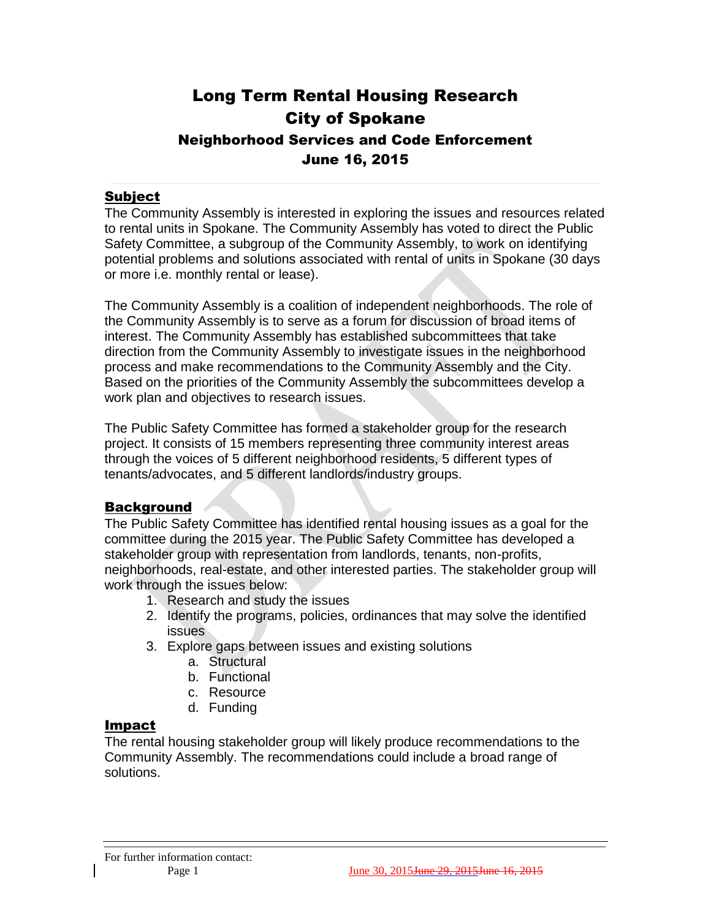# Long Term Rental Housing Research
# City of Spokane
## Neighborhood Services and Code Enforcement
## June 16, 2015

### Subject

The Community Assembly is interested in exploring the issues and resources related to rental units in Spokane. The Community Assembly has voted to direct the Public Safety Committee, a subgroup of the Community Assembly, to work on identifying potential problems and solutions associated with rental of units in Spokane (30 days or more i.e. monthly rental or lease).

The Community Assembly is a coalition of independent neighborhoods. The role of the Community Assembly is to serve as a forum for discussion of broad items of interest. The Community Assembly has established subcommittees that take direction from the Community Assembly to investigate issues in the neighborhood process and make recommendations to the Community Assembly and the City. Based on the priorities of the Community Assembly the subcommittees develop a work plan and objectives to research issues.

The Public Safety Committee has formed a stakeholder group for the research project. It consists of 15 members representing three community interest areas through the voices of 5 different neighborhood residents, 5 different types of tenants/advocates, and 5 different landlords/industry groups.

### Background

The Public Safety Committee has identified rental housing issues as a goal for the committee during the 2015 year. The Public Safety Committee has developed a stakeholder group with representation from landlords, tenants, non-profits, neighborhoods, real-estate, and other interested parties. The stakeholder group will work through the issues below:

1. Research and study the issues
2. Identify the programs, policies, ordinances that may solve the identified issues
3. Explore gaps between issues and existing solutions
    a. Structural
    b. Functional
    c. Resource
    d. Funding

### Impact

The rental housing stakeholder group will likely produce recommendations to the Community Assembly. The recommendations could include a broad range of solutions.

For further information contact:

June 30, 2015~~June 29, 2015~~~~June 16, 2015~~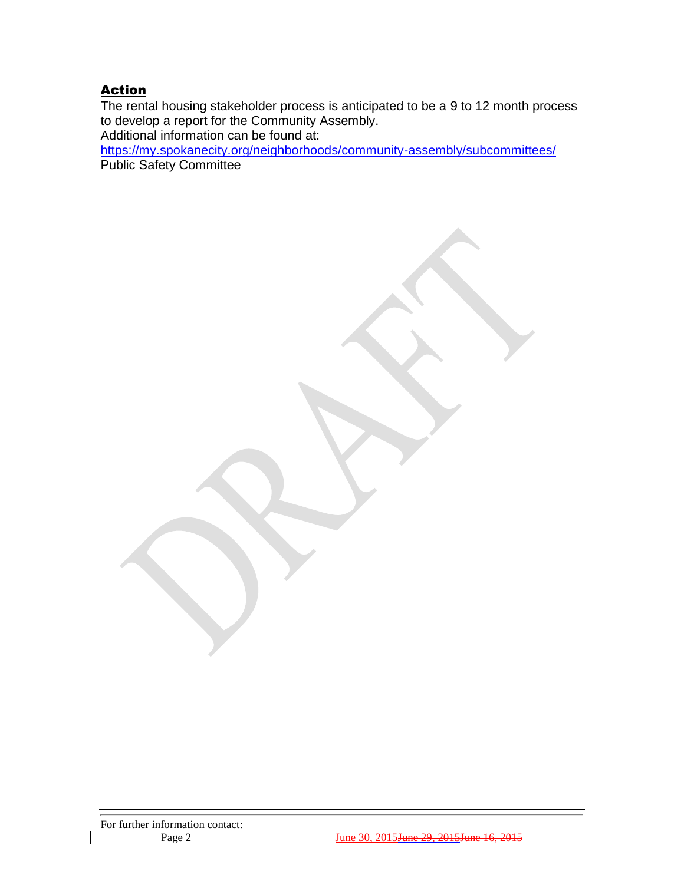## Action

The rental housing stakeholder process is anticipated to be a 9 to 12 month process to develop a report for the Community Assembly.

Additional information can be found at:

https://my.spokanecity.org/neighborhoods/community-assembly/subcommittees/

Public Safety Committee

For further information contact: